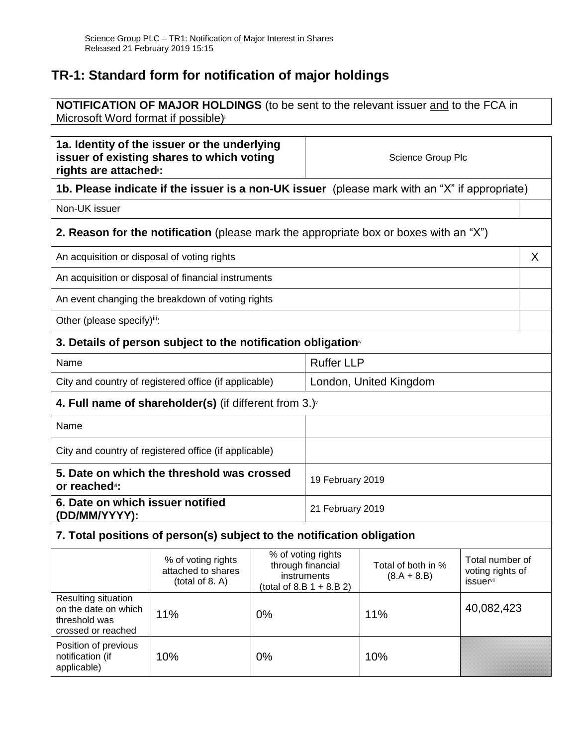Science Group PLC – TR1: Notification of Major Interest in Shares
Released 21 February 2019 15:15

# TR-1: Standard form for notification of major holdings

**NOTIFICATION OF MAJOR HOLDINGS** (to be sent to the relevant issuer and to the FCA in Microsoft Word format if possible)[i]

| | |
|---|---|
| **1a. Identity of the issuer or the underlying issuer of existing shares to which voting rights are attached**[ii]**:** | Science Group Plc |

**1b. Please indicate if the issuer is a non-UK issuer** (please mark with an "X" if appropriate)

| | |
|---|---|
| Non-UK issuer | |

**2. Reason for the notification** (please mark the appropriate box or boxes with an "X")

| | |
|---|---|
| An acquisition or disposal of voting rights | X |
| An acquisition or disposal of financial instruments | |
| An event changing the breakdown of voting rights | |
| Other (please specify)[iii]: | |

**3. Details of person subject to the notification obligation**[iv]

| | |
|---|---|
| Name | Ruffer LLP |
| City and country of registered office (if applicable) | London, United Kingdom |

**4. Full name of shareholder(s)** (if different from 3.)[v]

| | |
|---|---|
| Name | |
| City and country of registered office (if applicable) | |

| | |
|---|---|
| **5. Date on which the threshold was crossed or reached**[vi]**:** | 19 February 2019 |
| **6. Date on which issuer notified (DD/MM/YYYY):** | 21 February 2019 |

**7. Total positions of person(s) subject to the notification obligation**

| | % of voting rights attached to shares (total of 8. A) | % of voting rights through financial instruments (total of 8.B 1 + 8.B 2) | Total of both in % (8.A + 8.B) | Total number of voting rights of issuer[vii] |
|---|---|---|---|---|
| Resulting situation on the date on which threshold was crossed or reached | 11% | 0% | 11% | 40,082,423 |
| Position of previous notification (if applicable) | 10% | 0% | 10% | |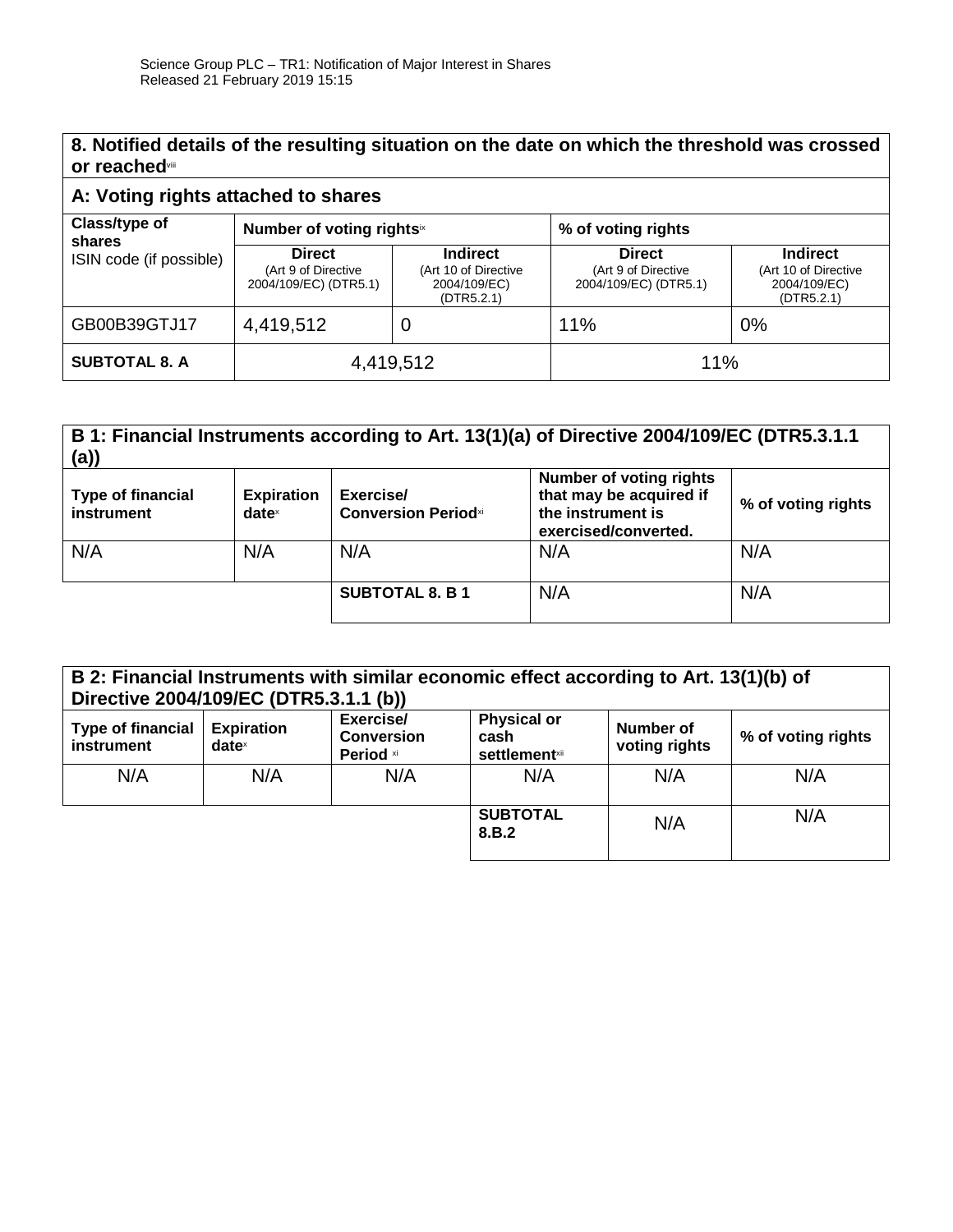## 8. Notified details of the resulting situation on the date on which the threshold was crossed or reached[viii]

### A: Voting rights attached to shares

| Class/type of shares ISIN code (if possible) | Number of voting rights[ix] | | % of voting rights | |
|---|---|---|---|---|
| | Direct (Art 9 of Directive 2004/109/EC) (DTR5.1) | Indirect (Art 10 of Directive 2004/109/EC) (DTR5.2.1) | Direct (Art 9 of Directive 2004/109/EC) (DTR5.1) | Indirect (Art 10 of Directive 2004/109/EC) (DTR5.2.1) |
| GB00B39GTJ17 | 4,419,512 | 0 | 11% | 0% |
| **SUBTOTAL 8. A** | 4,419,512 | | 11% | |

### B 1: Financial Instruments according to Art. 13(1)(a) of Directive 2004/109/EC (DTR5.3.1.1 (a))

| Type of financial instrument | Expiration date[x] | Exercise/ Conversion Period[xi] | Number of voting rights that may be acquired if the instrument is exercised/converted. | % of voting rights |
|---|---|---|---|---|
| N/A | N/A | N/A | N/A | N/A |
| | | **SUBTOTAL 8. B 1** | N/A | N/A |

### B 2: Financial Instruments with similar economic effect according to Art. 13(1)(b) of Directive 2004/109/EC (DTR5.3.1.1 (b))

| Type of financial instrument | Expiration date[x] | Exercise/ Conversion Period [xi] | Physical or cash settlement[xii] | Number of voting rights | % of voting rights |
|---|---|---|---|---|---|
| N/A | N/A | N/A | N/A | N/A | N/A |
| | | | **SUBTOTAL 8.B.2** | N/A | N/A |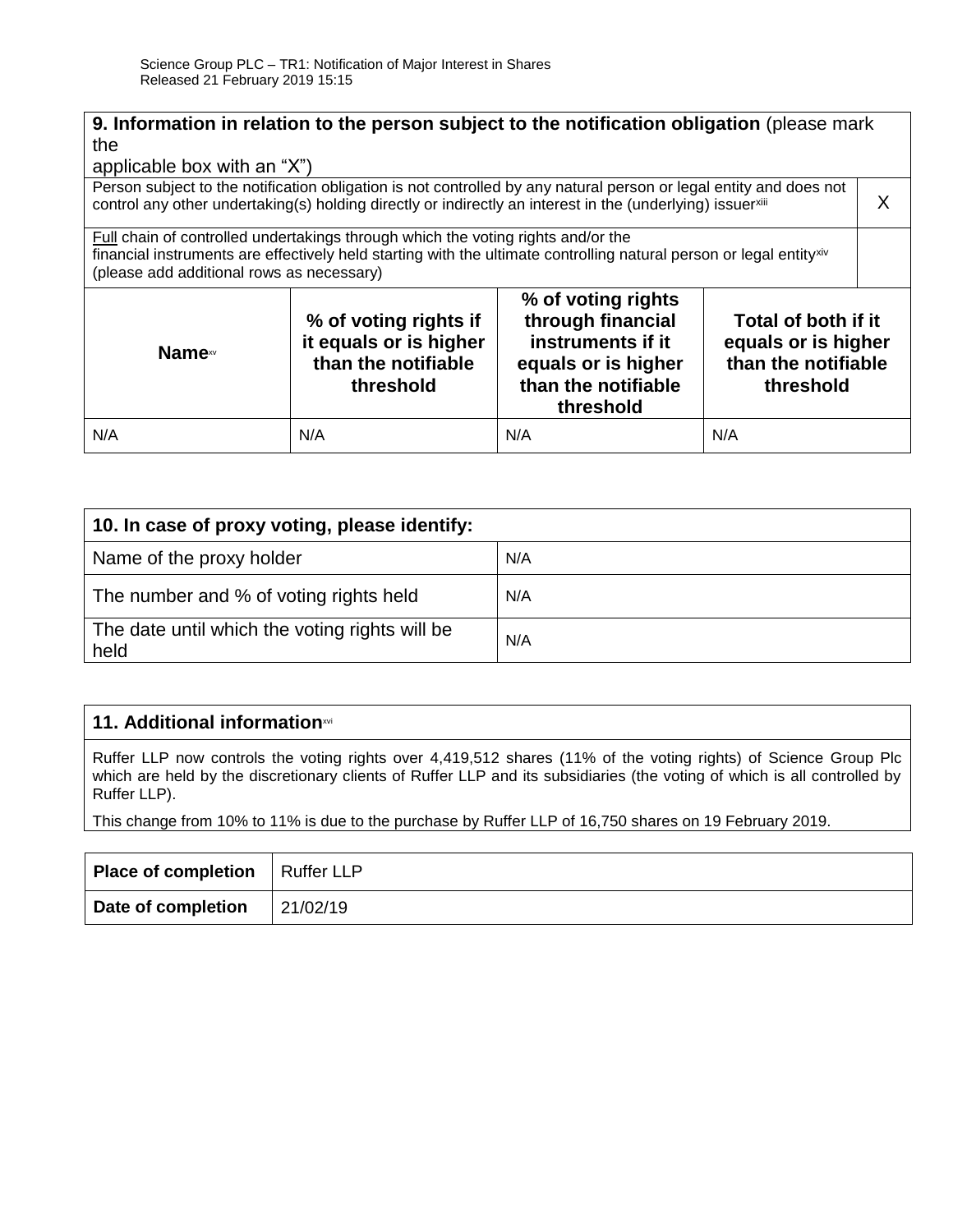**9. Information in relation to the person subject to the notification obligation** (please mark the applicable box with an "X")

| | |
|---|---|
| Person subject to the notification obligation is not controlled by any natural person or legal entity and does not control any other undertaking(s) holding directly or indirectly an interest in the (underlying) issuer[xiii] | X |
| Full chain of controlled undertakings through which the voting rights and/or the financial instruments are effectively held starting with the ultimate controlling natural person or legal entity[xiv] (please add additional rows as necessary) | |

| Name[xv] | % of voting rights if it equals or is higher than the notifiable threshold | % of voting rights through financial instruments if it equals or is higher than the notifiable threshold | Total of both if it equals or is higher than the notifiable threshold |
|---|---|---|---|
| N/A | N/A | N/A | N/A |

| **10. In case of proxy voting, please identify:** | |
|---|---|
| Name of the proxy holder | N/A |
| The number and % of voting rights held | N/A |
| The date until which the voting rights will be held | N/A |

**11. Additional information**[xvi]

Ruffer LLP now controls the voting rights over 4,419,512 shares (11% of the voting rights) of Science Group Plc which are held by the discretionary clients of Ruffer LLP and its subsidiaries (the voting of which is all controlled by Ruffer LLP).

This change from 10% to 11% is due to the purchase by Ruffer LLP of 16,750 shares on 19 February 2019.

| | |
|---|---|
| **Place of completion** | Ruffer LLP |
| **Date of completion** | 21/02/19 |